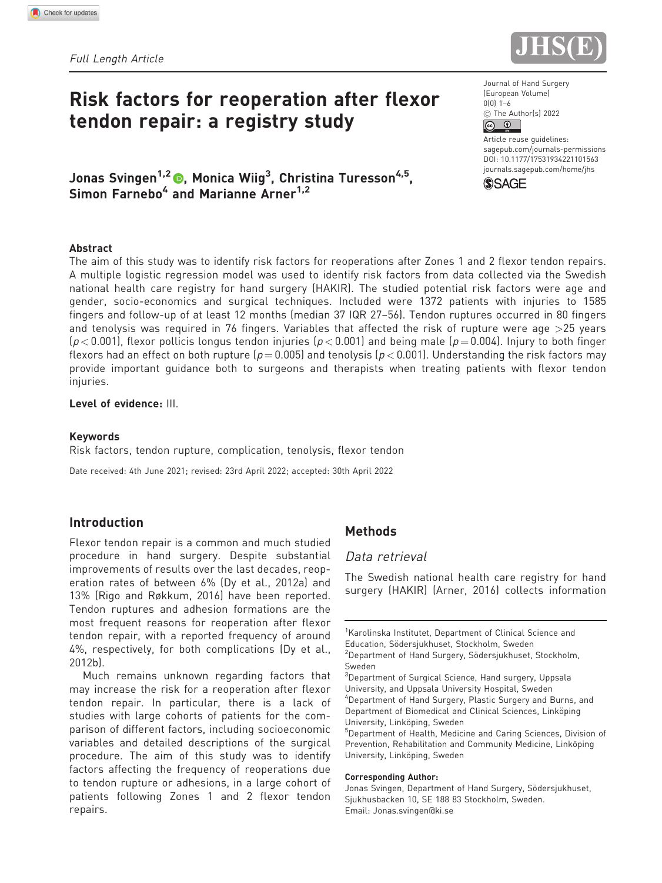*Full Length Article*

# Risk factors for reoperation after flexor tendon repair: a registry study

**Jonas Svingen[1,2], Monica Wiig[3], Christina Turesson[4,5], Simon Farnebo[4] and Marianne Arner[1,2]**

Journal of Hand Surgery (European Volume)
0(0) 1–6
© The Author(s) 2022
Article reuse guidelines: sagepub.com/journals-permissions
DOI: 10.1177/17531934221101563
journals.sagepub.com/home/jhs

### Abstract

The aim of this study was to identify risk factors for reoperations after Zones 1 and 2 flexor tendon repairs. A multiple logistic regression model was used to identify risk factors from data collected via the Swedish national health care registry for hand surgery (HAKIR). The studied potential risk factors were age and gender, socio-economics and surgical techniques. Included were 1372 patients with injuries to 1585 fingers and follow-up of at least 12 months (median 37 IQR 27–56). Tendon ruptures occurred in 80 fingers and tenolysis was required in 76 fingers. Variables that affected the risk of rupture were age >25 years ($p < 0.001$), flexor pollicis longus tendon injuries ($p < 0.001$) and being male ($p = 0.004$). Injury to both finger flexors had an effect on both rupture ($p = 0.005$) and tenolysis ($p < 0.001$). Understanding the risk factors may provide important guidance both to surgeons and therapists when treating patients with flexor tendon injuries.

**Level of evidence:** III.

### Keywords

Risk factors, tendon rupture, complication, tenolysis, flexor tendon

Date received: 4th June 2021; revised: 23rd April 2022; accepted: 30th April 2022

## Introduction

Flexor tendon repair is a common and much studied procedure in hand surgery. Despite substantial improvements of results over the last decades, reoperation rates of between 6% (Dy et al., 2012a) and 13% (Rigo and Røkkum, 2016) have been reported. Tendon ruptures and adhesion formations are the most frequent reasons for reoperation after flexor tendon repair, with a reported frequency of around 4%, respectively, for both complications (Dy et al., 2012b).

Much remains unknown regarding factors that may increase the risk for a reoperation after flexor tendon repair. In particular, there is a lack of studies with large cohorts of patients for the comparison of different factors, including socioeconomic variables and detailed descriptions of the surgical procedure. The aim of this study was to identify factors affecting the frequency of reoperations due to tendon rupture or adhesions, in a large cohort of patients following Zones 1 and 2 flexor tendon repairs.

## Methods

### *Data retrieval*

The Swedish national health care registry for hand surgery (HAKIR) (Arner, 2016) collects information

[1]Karolinska Institutet, Department of Clinical Science and Education, Södersjukhuset, Stockholm, Sweden
[2]Department of Hand Surgery, Södersjukhuset, Stockholm, Sweden
[3]Department of Surgical Science, Hand surgery, Uppsala University, and Uppsala University Hospital, Sweden
[4]Department of Hand Surgery, Plastic Surgery and Burns, and Department of Biomedical and Clinical Sciences, Linköping University, Linköping, Sweden
[5]Department of Health, Medicine and Caring Sciences, Division of Prevention, Rehabilitation and Community Medicine, Linköping University, Linköping, Sweden

**Corresponding Author:**
Jonas Svingen, Department of Hand Surgery, Södersjukhuset, Sjukhusbacken 10, SE 188 83 Stockholm, Sweden.
Email: Jonas.svingen@ki.se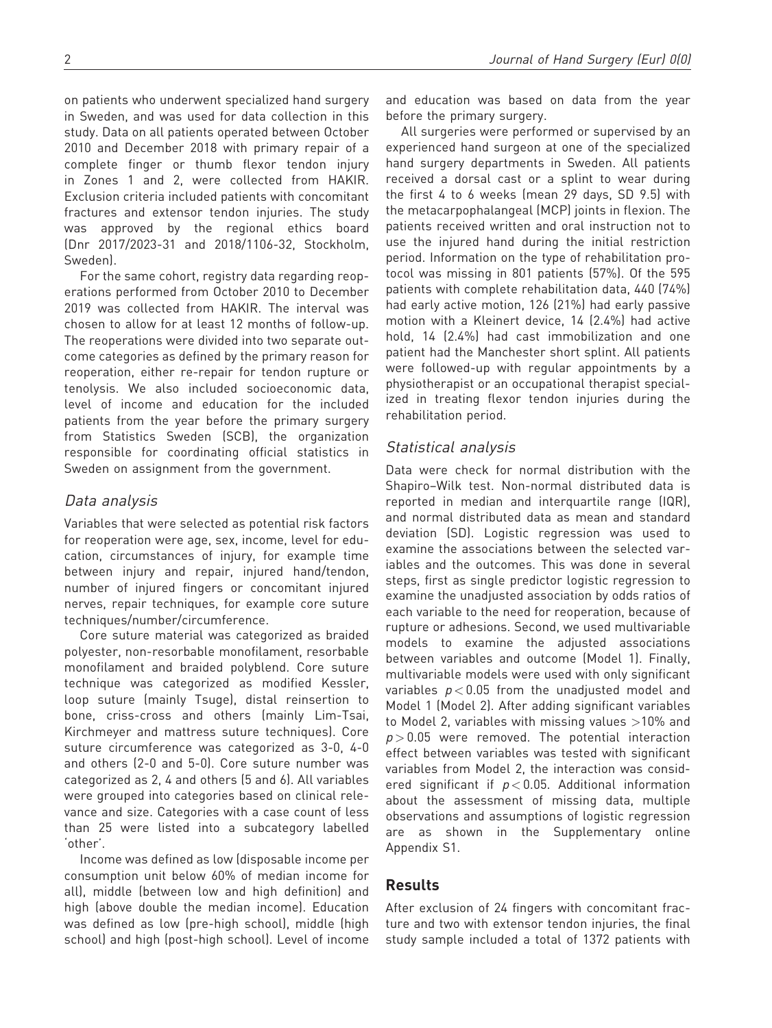on patients who underwent specialized hand surgery in Sweden, and was used for data collection in this study. Data on all patients operated between October 2010 and December 2018 with primary repair of a complete finger or thumb flexor tendon injury in Zones 1 and 2, were collected from HAKIR. Exclusion criteria included patients with concomitant fractures and extensor tendon injuries. The study was approved by the regional ethics board (Dnr 2017/2023-31 and 2018/1106-32, Stockholm, Sweden).

For the same cohort, registry data regarding reoperations performed from October 2010 to December 2019 was collected from HAKIR. The interval was chosen to allow for at least 12 months of follow-up. The reoperations were divided into two separate outcome categories as defined by the primary reason for reoperation, either re-repair for tendon rupture or tenolysis. We also included socioeconomic data, level of income and education for the included patients from the year before the primary surgery from Statistics Sweden (SCB), the organization responsible for coordinating official statistics in Sweden on assignment from the government.

## Data analysis

Variables that were selected as potential risk factors for reoperation were age, sex, income, level for education, circumstances of injury, for example time between injury and repair, injured hand/tendon, number of injured fingers or concomitant injured nerves, repair techniques, for example core suture techniques/number/circumference.

Core suture material was categorized as braided polyester, non-resorbable monofilament, resorbable monofilament and braided polyblend. Core suture technique was categorized as modified Kessler, loop suture (mainly Tsuge), distal reinsertion to bone, criss-cross and others (mainly Lim-Tsai, Kirchmeyer and mattress suture techniques). Core suture circumference was categorized as 3-0, 4-0 and others (2-0 and 5-0). Core suture number was categorized as 2, 4 and others (5 and 6). All variables were grouped into categories based on clinical relevance and size. Categories with a case count of less than 25 were listed into a subcategory labelled 'other'.

Income was defined as low (disposable income per consumption unit below 60% of median income for all), middle (between low and high definition) and high (above double the median income). Education was defined as low (pre-high school), middle (high school) and high (post-high school). Level of income and education was based on data from the year before the primary surgery.

All surgeries were performed or supervised by an experienced hand surgeon at one of the specialized hand surgery departments in Sweden. All patients received a dorsal cast or a splint to wear during the first 4 to 6 weeks (mean 29 days, SD 9.5) with the metacarpophalangeal (MCP) joints in flexion. The patients received written and oral instruction not to use the injured hand during the initial restriction period. Information on the type of rehabilitation protocol was missing in 801 patients (57%). Of the 595 patients with complete rehabilitation data, 440 (74%) had early active motion, 126 (21%) had early passive motion with a Kleinert device, 14 (2.4%) had active hold, 14 (2.4%) had cast immobilization and one patient had the Manchester short splint. All patients were followed-up with regular appointments by a physiotherapist or an occupational therapist specialized in treating flexor tendon injuries during the rehabilitation period.

## Statistical analysis

Data were check for normal distribution with the Shapiro–Wilk test. Non-normal distributed data is reported in median and interquartile range (IQR), and normal distributed data as mean and standard deviation (SD). Logistic regression was used to examine the associations between the selected variables and the outcomes. This was done in several steps, first as single predictor logistic regression to examine the unadjusted association by odds ratios of each variable to the need for reoperation, because of rupture or adhesions. Second, we used multivariable models to examine the adjusted associations between variables and outcome (Model 1). Finally, multivariable models were used with only significant variables $p < 0.05$ from the unadjusted model and Model 1 (Model 2). After adding significant variables to Model 2, variables with missing values >10% and $p > 0.05$ were removed. The potential interaction effect between variables was tested with significant variables from Model 2, the interaction was considered significant if $p < 0.05$. Additional information about the assessment of missing data, multiple observations and assumptions of logistic regression are as shown in the Supplementary online Appendix S1.

# Results

After exclusion of 24 fingers with concomitant fracture and two with extensor tendon injuries, the final study sample included a total of 1372 patients with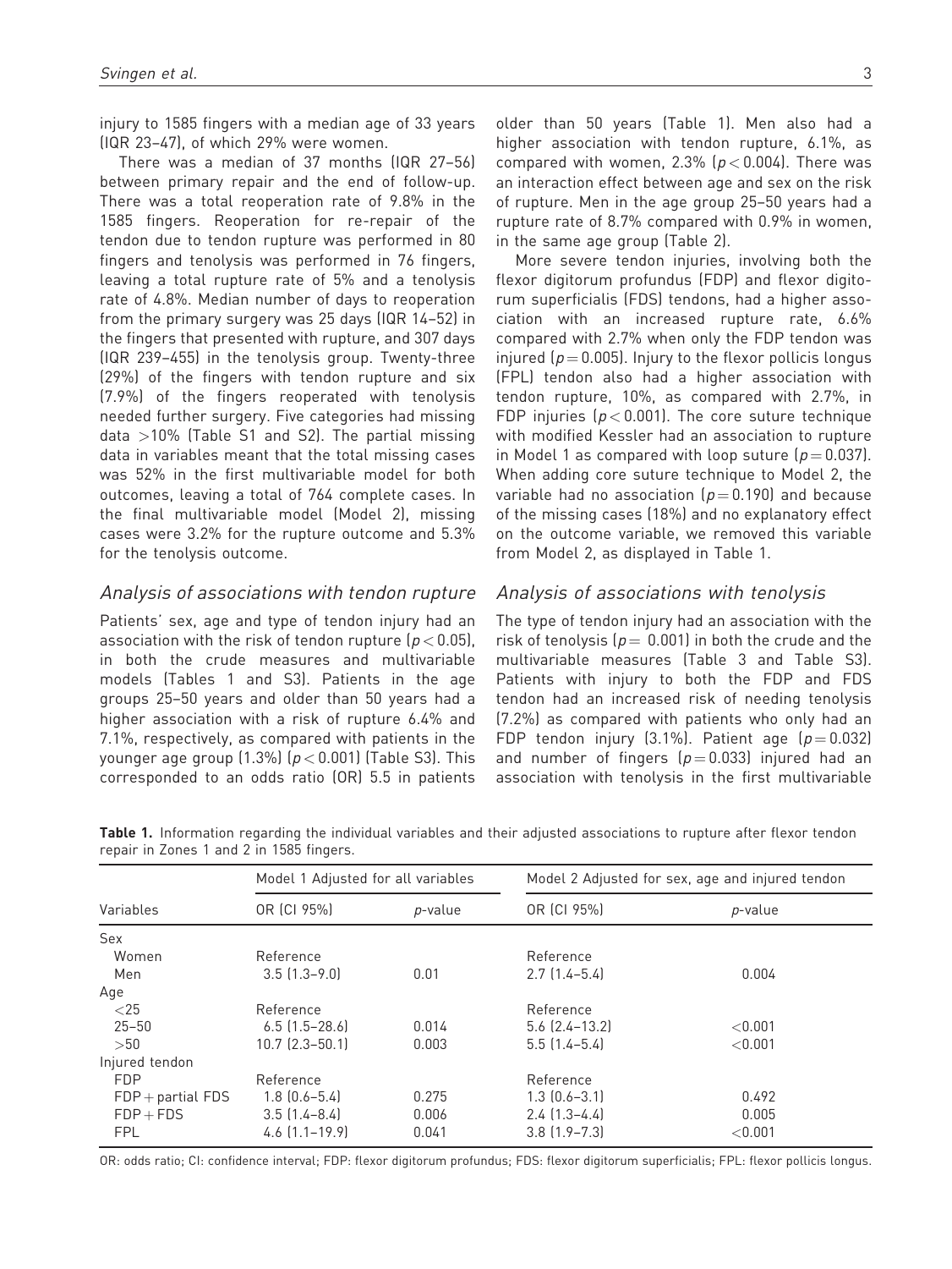injury to 1585 fingers with a median age of 33 years (IQR 23–47), of which 29% were women.

There was a median of 37 months (IQR 27–56) between primary repair and the end of follow-up. There was a total reoperation rate of 9.8% in the 1585 fingers. Reoperation for re-repair of the tendon due to tendon rupture was performed in 80 fingers and tenolysis was performed in 76 fingers, leaving a total rupture rate of 5% and a tenolysis rate of 4.8%. Median number of days to reoperation from the primary surgery was 25 days (IQR 14–52) in the fingers that presented with rupture, and 307 days (IQR 239–455) in the tenolysis group. Twenty-three (29%) of the fingers with tendon rupture and six (7.9%) of the fingers reoperated with tenolysis needed further surgery. Five categories had missing data >10% (Table S1 and S2). The partial missing data in variables meant that the total missing cases was 52% in the first multivariable model for both outcomes, leaving a total of 764 complete cases. In the final multivariable model (Model 2), missing cases were 3.2% for the rupture outcome and 5.3% for the tenolysis outcome.

### *Analysis of associations with tendon rupture*

Patients' sex, age and type of tendon injury had an association with the risk of tendon rupture ($p < 0.05$), in both the crude measures and multivariable models (Tables 1 and S3). Patients in the age groups 25–50 years and older than 50 years had a higher association with a risk of rupture 6.4% and 7.1%, respectively, as compared with patients in the younger age group (1.3%) ($p < 0.001$) (Table S3). This corresponded to an odds ratio (OR) 5.5 in patients older than 50 years (Table 1). Men also had a higher association with tendon rupture, 6.1%, as compared with women, 2.3% ($p < 0.004$). There was an interaction effect between age and sex on the risk of rupture. Men in the age group 25–50 years had a rupture rate of 8.7% compared with 0.9% in women, in the same age group (Table 2).

More severe tendon injuries, involving both the flexor digitorum profundus (FDP) and flexor digitorum superficialis (FDS) tendons, had a higher association with an increased rupture rate, 6.6% compared with 2.7% when only the FDP tendon was injured ($p = 0.005$). Injury to the flexor pollicis longus (FPL) tendon also had a higher association with tendon rupture, 10%, as compared with 2.7%, in FDP injuries ($p < 0.001$). The core suture technique with modified Kessler had an association to rupture in Model 1 as compared with loop suture ($p = 0.037$). When adding core suture technique to Model 2, the variable had no association ($p = 0.190$) and because of the missing cases (18%) and no explanatory effect on the outcome variable, we removed this variable from Model 2, as displayed in Table 1.

### *Analysis of associations with tenolysis*

The type of tendon injury had an association with the risk of tenolysis ($p = 0.001$) in both the crude and the multivariable measures (Table 3 and Table S3). Patients with injury to both the FDP and FDS tendon had an increased risk of needing tenolysis (7.2%) as compared with patients who only had an FDP tendon injury (3.1%). Patient age ($p = 0.032$) and number of fingers ($p = 0.033$) injured had an association with tenolysis in the first multivariable

**Table 1.** Information regarding the individual variables and their adjusted associations to rupture after flexor tendon repair in Zones 1 and 2 in 1585 fingers.

| | Model 1 Adjusted for all variables | | Model 2 Adjusted for sex, age and injured tendon | |
|---|---|---|---|---|
| Variables | OR (CI 95%) | *p*-value | OR (CI 95%) | *p*-value |
| Sex | | | | |
| Women | Reference | | Reference | |
| Men | 3.5 (1.3–9.0) | 0.01 | 2.7 (1.4–5.4) | 0.004 |
| Age | | | | |
| <25 | Reference | | Reference | |
| 25–50 | 6.5 (1.5–28.6) | 0.014 | 5.6 (2.4–13.2) | <0.001 |
| >50 | 10.7 (2.3–50.1) | 0.003 | 5.5 (1.4–5.4) | <0.001 |
| Injured tendon | | | | |
| FDP | Reference | | Reference | |
| FDP + partial FDS | 1.8 (0.6–5.4) | 0.275 | 1.3 (0.6–3.1) | 0.492 |
| FDP + FDS | 3.5 (1.4–8.4) | 0.006 | 2.4 (1.3–4.4) | 0.005 |
| FPL | 4.6 (1.1–19.9) | 0.041 | 3.8 (1.9–7.3) | <0.001 |

OR: odds ratio; CI: confidence interval; FDP: flexor digitorum profundus; FDS: flexor digitorum superficialis; FPL: flexor pollicis longus.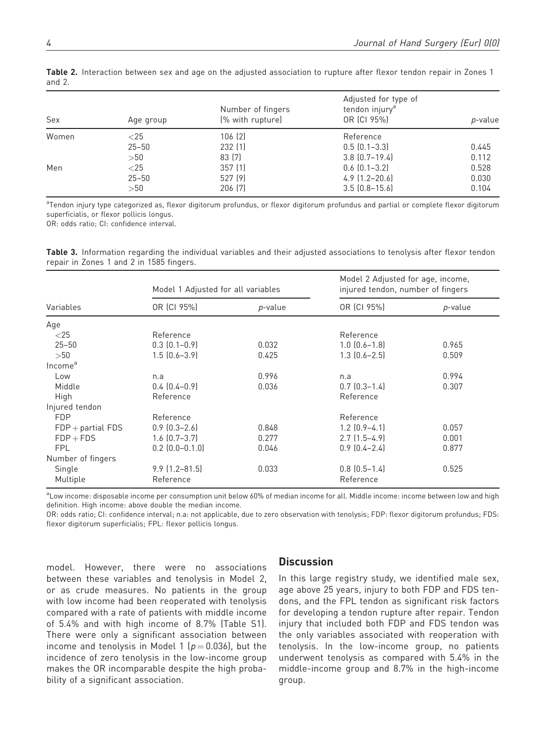**Table 2.** Interaction between sex and age on the adjusted association to rupture after flexor tendon repair in Zones 1 and 2.

| Sex | Age group | Number of fingers (% with rupture) | Adjusted for type of tendon injury[a] OR (CI 95%) | p-value |
|---|---|---|---|---|
| Women | <25 | 106 (2) | Reference | |
| | 25–50 | 232 (1) | 0.5 (0.1–3.3) | 0.445 |
| | >50 | 83 (7) | 3.8 (0.7–19.4) | 0.112 |
| Men | <25 | 357 (1) | 0.6 (0.1–3.2) | 0.528 |
| | 25–50 | 527 (9) | 4.9 (1.2–20.6) | 0.030 |
| | >50 | 206 (7) | 3.5 (0.8–15.6) | 0.104 |

[a]Tendon injury type categorized as, flexor digitorum profundus, or flexor digitorum profundus and partial or complete flexor digitorum superficialis, or flexor pollicis longus.

OR: odds ratio; CI: confidence interval.

**Table 3.** Information regarding the individual variables and their adjusted associations to tenolysis after flexor tendon repair in Zones 1 and 2 in 1585 fingers.

| Variables | Model 1 Adjusted for all variables | | Model 2 Adjusted for age, income, injured tendon, number of fingers | |
|---|---|---|---|---|
| | OR (CI 95%) | p-value | OR (CI 95%) | p-value |
| Age | | | | |
| <25 | Reference | | Reference | |
| 25–50 | 0.3 (0.1–0.9) | 0.032 | 1.0 (0.6–1.8) | 0.965 |
| >50 | 1.5 (0.6–3.9) | 0.425 | 1.3 (0.6–2.5) | 0.509 |
| Income[a] | | | | |
| Low | n.a | 0.996 | n.a | 0.994 |
| Middle | 0.4 (0.4–0.9) | 0.036 | 0.7 (0.3–1.4) | 0.307 |
| High | Reference | | Reference | |
| Injured tendon | | | | |
| FDP | Reference | | Reference | |
| FDP + partial FDS | 0.9 (0.3–2.6) | 0.848 | 1.2 (0.9–4.1) | 0.057 |
| FDP + FDS | 1.6 (0.7–3.7) | 0.277 | 2.7 (1.5–4.9) | 0.001 |
| FPL | 0.2 (0.0–1.0) | 0.046 | 0.9 (0.4–2.4) | 0.877 |
| Number of fingers | | | | |
| Single | 9.9 (1.2–81.5) | 0.033 | 0.8 (0.5–1.4) | 0.525 |
| Multiple | Reference | | Reference | |

[a]Low income: disposable income per consumption unit below 60% of median income for all. Middle income: income between low and high definition. High income: above double the median income.

OR: odds ratio; CI: confidence interval; n.a: not applicable, due to zero observation with tenolysis; FDP: flexor digitorum profundus; FDS: flexor digitorum superficialis; FPL: flexor pollicis longus.

model. However, there were no associations between these variables and tenolysis in Model 2, or as crude measures. No patients in the group with low income had been reoperated with tenolysis compared with a rate of patients with middle income of 5.4% and with high income of 8.7% (Table S1). There were only a significant association between income and tenolysis in Model 1 ($p = 0.036$), but the incidence of zero tenolysis in the low-income group makes the OR incomparable despite the high probability of a significant association.

## Discussion

In this large registry study, we identified male sex, age above 25 years, injury to both FDP and FDS tendons, and the FPL tendon as significant risk factors for developing a tendon rupture after repair. Tendon injury that included both FDP and FDS tendon was the only variables associated with reoperation with tenolysis. In the low-income group, no patients underwent tenolysis as compared with 5.4% in the middle-income group and 8.7% in the high-income group.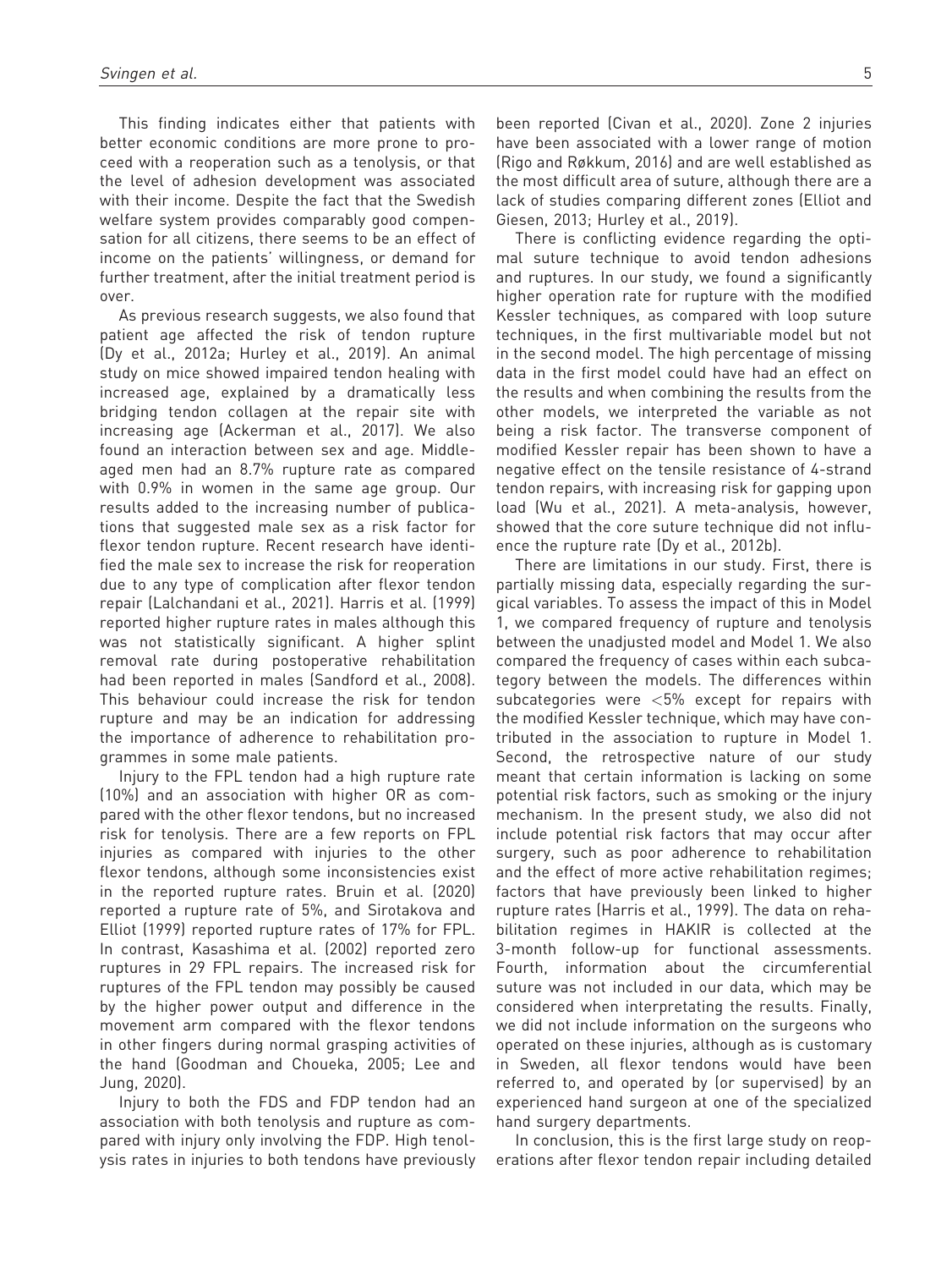This finding indicates either that patients with better economic conditions are more prone to proceed with a reoperation such as a tenolysis, or that the level of adhesion development was associated with their income. Despite the fact that the Swedish welfare system provides comparably good compensation for all citizens, there seems to be an effect of income on the patients' willingness, or demand for further treatment, after the initial treatment period is over.

As previous research suggests, we also found that patient age affected the risk of tendon rupture (Dy et al., 2012a; Hurley et al., 2019). An animal study on mice showed impaired tendon healing with increased age, explained by a dramatically less bridging tendon collagen at the repair site with increasing age (Ackerman et al., 2017). We also found an interaction between sex and age. Middle-aged men had an 8.7% rupture rate as compared with 0.9% in women in the same age group. Our results added to the increasing number of publications that suggested male sex as a risk factor for flexor tendon rupture. Recent research have identified the male sex to increase the risk for reoperation due to any type of complication after flexor tendon repair (Lalchandani et al., 2021). Harris et al. (1999) reported higher rupture rates in males although this was not statistically significant. A higher splint removal rate during postoperative rehabilitation had been reported in males (Sandford et al., 2008). This behaviour could increase the risk for tendon rupture and may be an indication for addressing the importance of adherence to rehabilitation programmes in some male patients.

Injury to the FPL tendon had a high rupture rate (10%) and an association with higher OR as compared with the other flexor tendons, but no increased risk for tenolysis. There are a few reports on FPL injuries as compared with injuries to the other flexor tendons, although some inconsistencies exist in the reported rupture rates. Bruin et al. (2020) reported a rupture rate of 5%, and Sirotakova and Elliot (1999) reported rupture rates of 17% for FPL. In contrast, Kasashima et al. (2002) reported zero ruptures in 29 FPL repairs. The increased risk for ruptures of the FPL tendon may possibly be caused by the higher power output and difference in the movement arm compared with the flexor tendons in other fingers during normal grasping activities of the hand (Goodman and Choueka, 2005; Lee and Jung, 2020).

Injury to both the FDS and FDP tendon had an association with both tenolysis and rupture as compared with injury only involving the FDP. High tenolysis rates in injuries to both tendons have previously been reported (Civan et al., 2020). Zone 2 injuries have been associated with a lower range of motion (Rigo and Røkkum, 2016) and are well established as the most difficult area of suture, although there are a lack of studies comparing different zones (Elliot and Giesen, 2013; Hurley et al., 2019).

There is conflicting evidence regarding the optimal suture technique to avoid tendon adhesions and ruptures. In our study, we found a significantly higher operation rate for rupture with the modified Kessler techniques, as compared with loop suture techniques, in the first multivariable model but not in the second model. The high percentage of missing data in the first model could have had an effect on the results and when combining the results from the other models, we interpreted the variable as not being a risk factor. The transverse component of modified Kessler repair has been shown to have a negative effect on the tensile resistance of 4-strand tendon repairs, with increasing risk for gapping upon load (Wu et al., 2021). A meta-analysis, however, showed that the core suture technique did not influence the rupture rate (Dy et al., 2012b).

There are limitations in our study. First, there is partially missing data, especially regarding the surgical variables. To assess the impact of this in Model 1, we compared frequency of rupture and tenolysis between the unadjusted model and Model 1. We also compared the frequency of cases within each subcategory between the models. The differences within subcategories were <5% except for repairs with the modified Kessler technique, which may have contributed in the association to rupture in Model 1. Second, the retrospective nature of our study meant that certain information is lacking on some potential risk factors, such as smoking or the injury mechanism. In the present study, we also did not include potential risk factors that may occur after surgery, such as poor adherence to rehabilitation and the effect of more active rehabilitation regimes; factors that have previously been linked to higher rupture rates (Harris et al., 1999). The data on rehabilitation regimes in HAKIR is collected at the 3-month follow-up for functional assessments. Fourth, information about the circumferential suture was not included in our data, which may be considered when interpretating the results. Finally, we did not include information on the surgeons who operated on these injuries, although as is customary in Sweden, all flexor tendons would have been referred to, and operated by (or supervised) by an experienced hand surgeon at one of the specialized hand surgery departments.

In conclusion, this is the first large study on reoperations after flexor tendon repair including detailed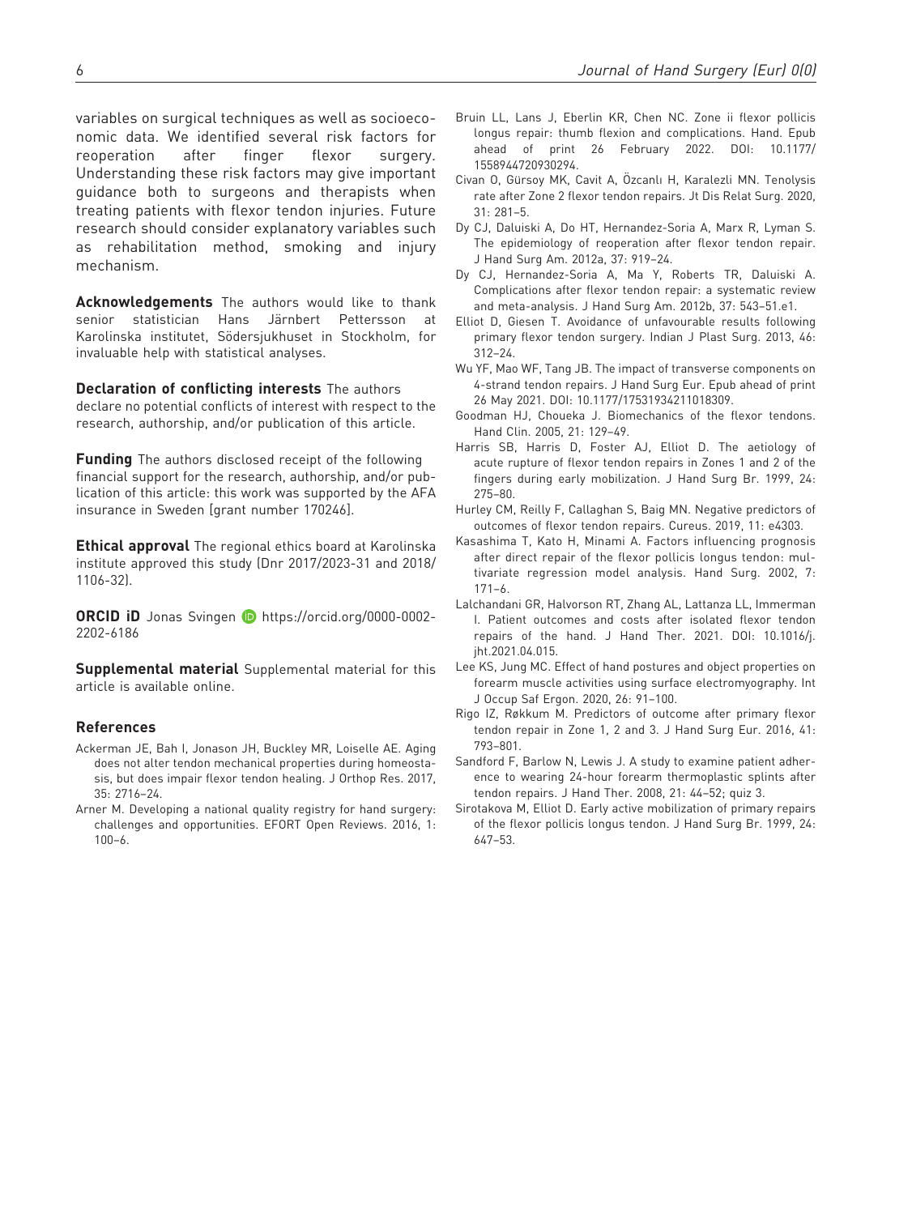variables on surgical techniques as well as socioeconomic data. We identified several risk factors for reoperation after finger flexor surgery. Understanding these risk factors may give important guidance both to surgeons and therapists when treating patients with flexor tendon injuries. Future research should consider explanatory variables such as rehabilitation method, smoking and injury mechanism.

**Acknowledgements** The authors would like to thank senior statistician Hans Järnbert Pettersson at Karolinska institutet, Södersjukhuset in Stockholm, for invaluable help with statistical analyses.

**Declaration of conflicting interests** The authors declare no potential conflicts of interest with respect to the research, authorship, and/or publication of this article.

**Funding** The authors disclosed receipt of the following financial support for the research, authorship, and/or publication of this article: this work was supported by the AFA insurance in Sweden [grant number 170246].

**Ethical approval** The regional ethics board at Karolinska institute approved this study (Dnr 2017/2023-31 and 2018/1106-32).

**ORCID iD** Jonas Svingen https://orcid.org/0000-0002-2202-6186

**Supplemental material** Supplemental material for this article is available online.

## References

Ackerman JE, Bah I, Jonason JH, Buckley MR, Loiselle AE. Aging does not alter tendon mechanical properties during homeostasis, but does impair flexor tendon healing. J Orthop Res. 2017, 35: 2716–24.

Arner M. Developing a national quality registry for hand surgery: challenges and opportunities. EFORT Open Reviews. 2016, 1: 100–6.

Bruin LL, Lans J, Eberlin KR, Chen NC. Zone ii flexor pollicis longus repair: thumb flexion and complications. Hand. Epub ahead of print 26 February 2022. DOI: 10.1177/1558944720930294.

Civan O, Gürsoy MK, Cavit A, Özcanlı H, Karalezli MN. Tenolysis rate after Zone 2 flexor tendon repairs. Jt Dis Relat Surg. 2020, 31: 281–5.

Dy CJ, Daluiski A, Do HT, Hernandez-Soria A, Marx R, Lyman S. The epidemiology of reoperation after flexor tendon repair. J Hand Surg Am. 2012a, 37: 919–24.

Dy CJ, Hernandez-Soria A, Ma Y, Roberts TR, Daluiski A. Complications after flexor tendon repair: a systematic review and meta-analysis. J Hand Surg Am. 2012b, 37: 543–51.e1.

Elliot D, Giesen T. Avoidance of unfavourable results following primary flexor tendon surgery. Indian J Plast Surg. 2013, 46: 312–24.

Wu YF, Mao WF, Tang JB. The impact of transverse components on 4-strand tendon repairs. J Hand Surg Eur. Epub ahead of print 26 May 2021. DOI: 10.1177/17531934211018309.

Goodman HJ, Choueka J. Biomechanics of the flexor tendons. Hand Clin. 2005, 21: 129–49.

Harris SB, Harris D, Foster AJ, Elliot D. The aetiology of acute rupture of flexor tendon repairs in Zones 1 and 2 of the fingers during early mobilization. J Hand Surg Br. 1999, 24: 275–80.

Hurley CM, Reilly F, Callaghan S, Baig MN. Negative predictors of outcomes of flexor tendon repairs. Cureus. 2019, 11: e4303.

Kasashima T, Kato H, Minami A. Factors influencing prognosis after direct repair of the flexor pollicis longus tendon: multivariate regression model analysis. Hand Surg. 2002, 7: 171–6.

Lalchandani GR, Halvorson RT, Zhang AL, Lattanza LL, Immerman I. Patient outcomes and costs after isolated flexor tendon repairs of the hand. J Hand Ther. 2021. DOI: 10.1016/j.jht.2021.04.015.

Lee KS, Jung MC. Effect of hand postures and object properties on forearm muscle activities using surface electromyography. Int J Occup Saf Ergon. 2020, 26: 91–100.

Rigo IZ, Røkkum M. Predictors of outcome after primary flexor tendon repair in Zone 1, 2 and 3. J Hand Surg Eur. 2016, 41: 793–801.

Sandford F, Barlow N, Lewis J. A study to examine patient adherence to wearing 24-hour forearm thermoplastic splints after tendon repairs. J Hand Ther. 2008, 21: 44–52; quiz 3.

Sirotakova M, Elliot D. Early active mobilization of primary repairs of the flexor pollicis longus tendon. J Hand Surg Br. 1999, 24: 647–53.